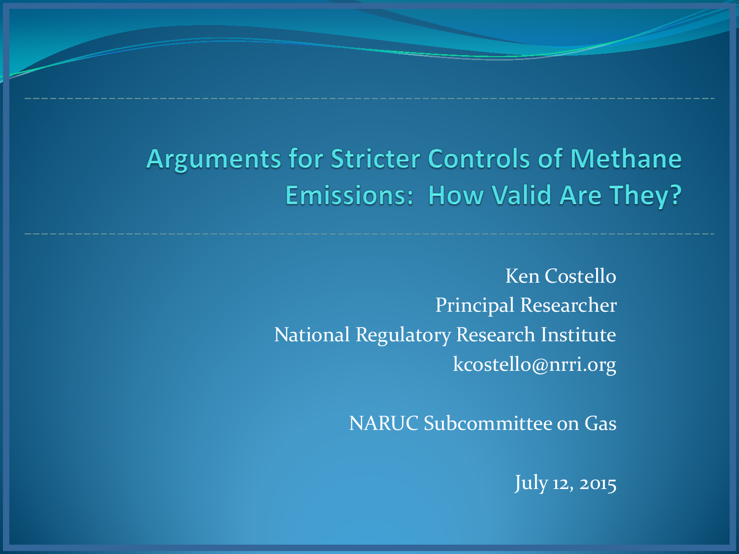# Arguments for Stricter Controls of Methane Emissions: How Valid Are They?

Ken Costello
Principal Researcher
National Regulatory Research Institute
kcostello@nrri.org

NARUC Subcommittee on Gas

July 12, 2015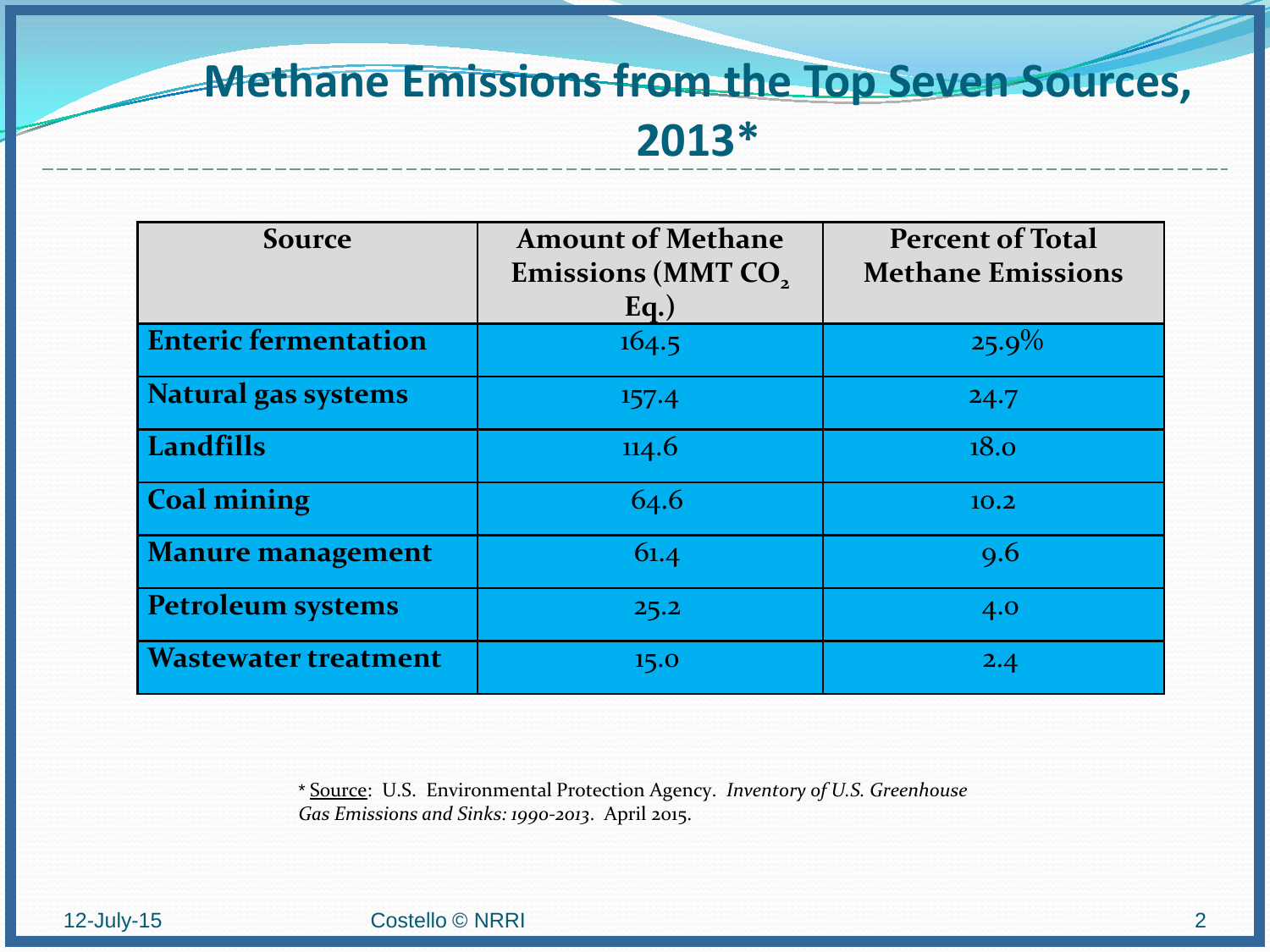# Methane Emissions from the Top Seven Sources, 2013*

| Source | Amount of Methane Emissions (MMT $CO_2$ Eq.) | Percent of Total Methane Emissions |
| --- | --- | --- |
| **Enteric fermentation** | 164.5 | 25.9% |
| **Natural gas systems** | 157.4 | 24.7 |
| **Landfills** | 114.6 | 18.0 |
| **Coal mining** | 64.6 | 10.2 |
| **Manure management** | 61.4 | 9.6 |
| **Petroleum systems** | 25.2 | 4.0 |
| **Wastewater treatment** | 15.0 | 2.4 |

* Source: U.S. Environmental Protection Agency. *Inventory of U.S. Greenhouse Gas Emissions and Sinks: 1990-2013*. April 2015.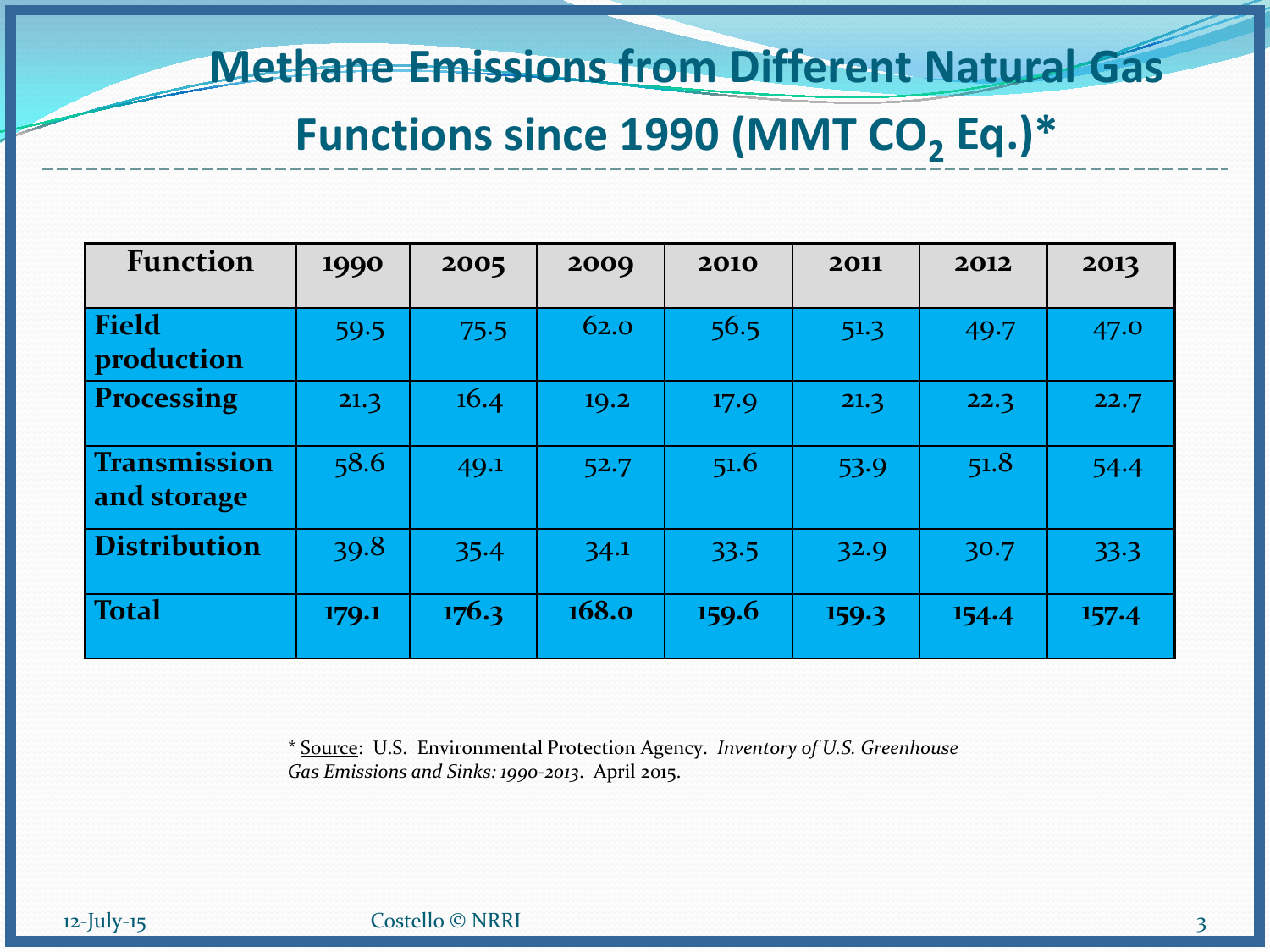# Methane Emissions from Different Natural Gas Functions since 1990 (MMT $CO_2$ Eq.)*

| Function | 1990 | 2005 | 2009 | 2010 | 2011 | 2012 | 2013 |
|---|---|---|---|---|---|---|---|
| **Field production** | 59.5 | 75.5 | 62.0 | 56.5 | 51.3 | 49.7 | 47.0 |
| **Processing** | 21.3 | 16.4 | 19.2 | 17.9 | 21.3 | 22.3 | 22.7 |
| **Transmission and storage** | 58.6 | 49.1 | 52.7 | 51.6 | 53.9 | 51.8 | 54.4 |
| **Distribution** | 39.8 | 35.4 | 34.1 | 33.5 | 32.9 | 30.7 | 33.3 |
| **Total** | **179.1** | **176.3** | **168.0** | **159.6** | **159.3** | **154.4** | **157.4** |

* Source: U.S. Environmental Protection Agency. *Inventory of U.S. Greenhouse Gas Emissions and Sinks: 1990-2013*. April 2015.

12-July-15 Costello © NRRI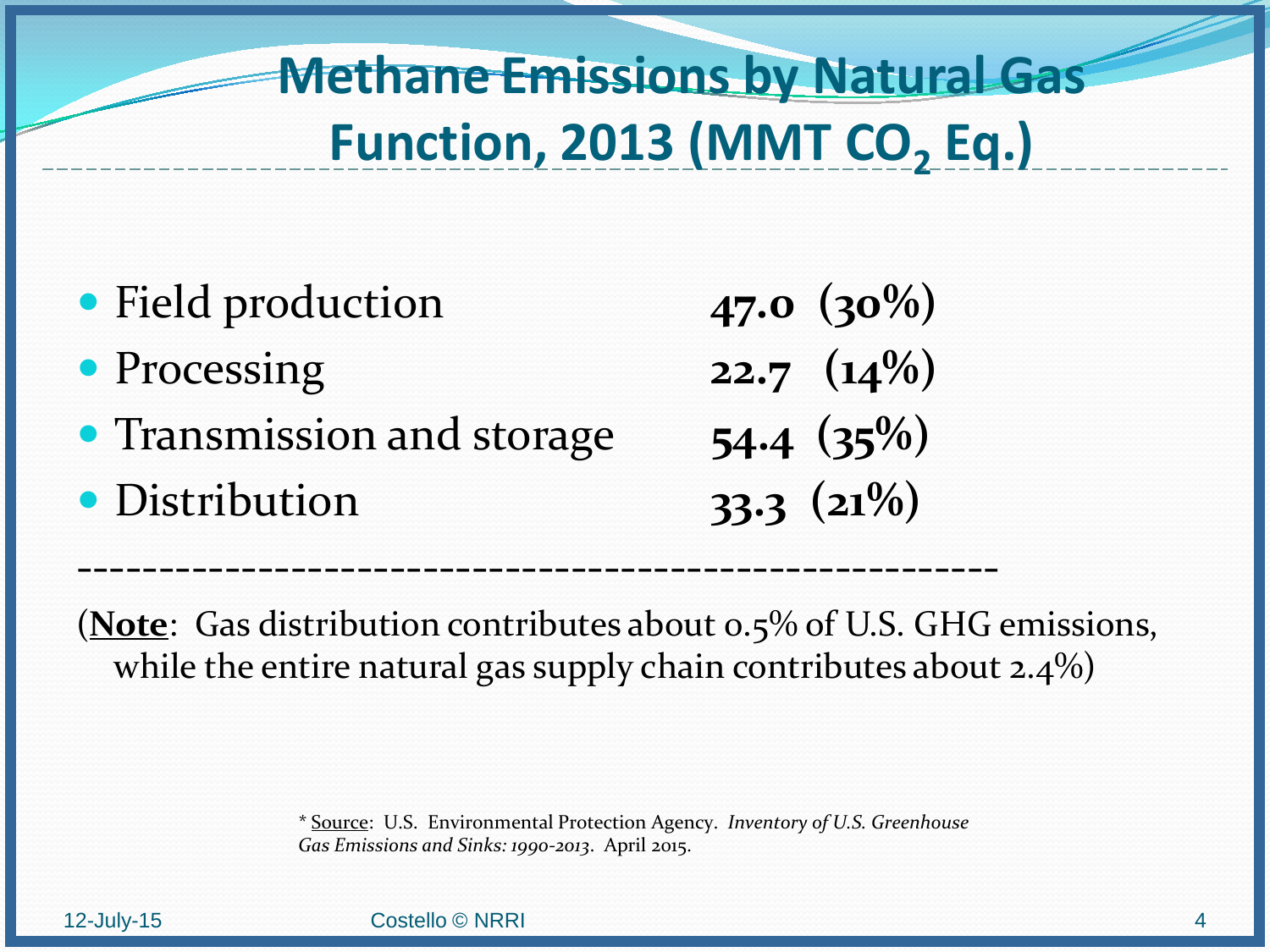# Methane Emissions by Natural Gas Function, 2013 (MMT $CO_2$ Eq.)

- Field production **47.0 (30%)**
- Processing **22.7 (14%)**
- Transmission and storage **54.4 (35%)**
- Distribution **33.3 (21%)**

---

(**Note**: Gas distribution contributes about 0.5% of U.S. GHG emissions, while the entire natural gas supply chain contributes about 2.4%)

\* Source: U.S. Environmental Protection Agency. *Inventory of U.S. Greenhouse Gas Emissions and Sinks: 1990-2013*. April 2015.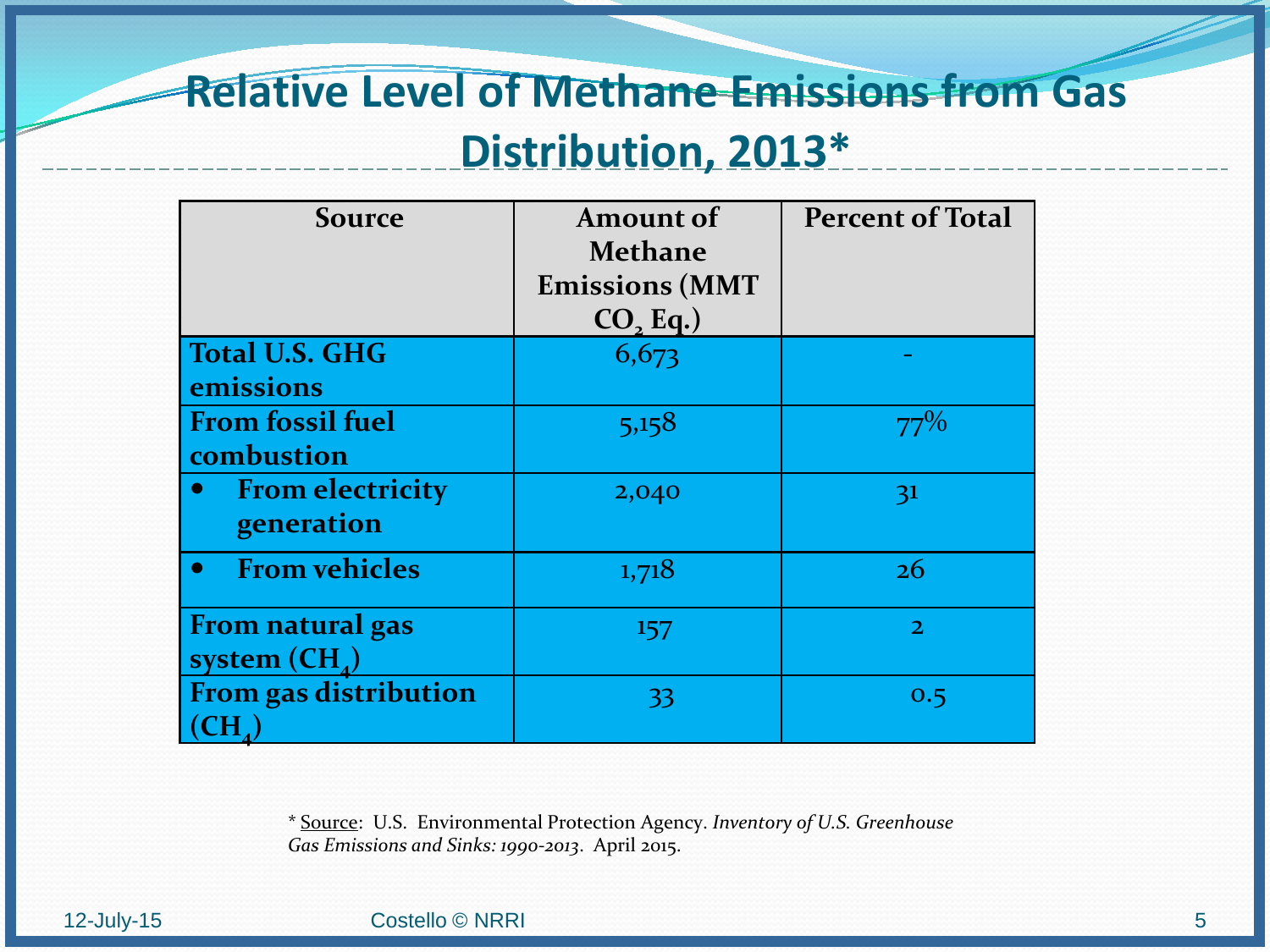# Relative Level of Methane Emissions from Gas Distribution, 2013*

| Source | Amount of Methane Emissions (MMT $CO_2$ Eq.) | Percent of Total |
|---|---|---|
| **Total U.S. GHG emissions** | 6,673 | - |
| **From fossil fuel combustion** | 5,158 | 77% |
| • **From electricity generation** | 2,040 | 31 |
| • **From vehicles** | 1,718 | 26 |
| **From natural gas system ($CH_4$)** | 157 | 2 |
| **From gas distribution ($CH_4$)** | 33 | 0.5 |

* Source: U.S. Environmental Protection Agency. *Inventory of U.S. Greenhouse Gas Emissions and Sinks: 1990-2013*. April 2015.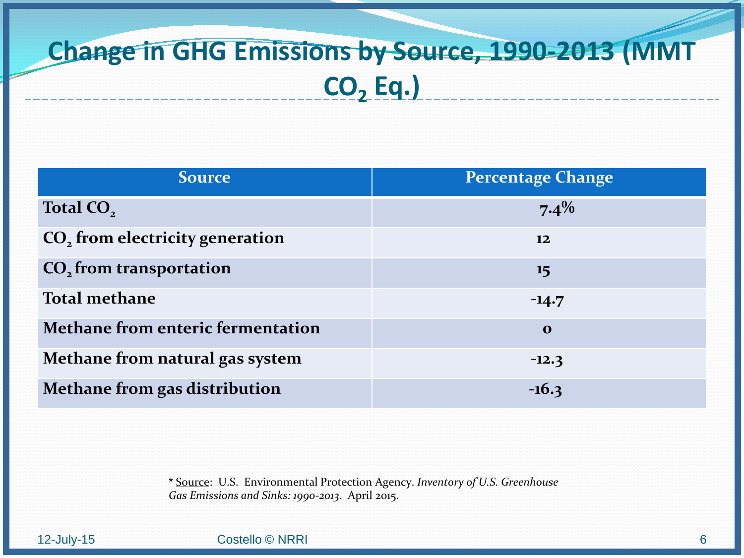# Change in GHG Emissions by Source, 1990-2013 (MMT $CO_2$ Eq.)

| Source | Percentage Change |
| --- | --- |
| **Total $CO_2$** | **7.4%** |
| **$CO_2$ from electricity generation** | **12** |
| **$CO_2$ from transportation** | **15** |
| **Total methane** | **-14.7** |
| **Methane from enteric fermentation** | **0** |
| **Methane from natural gas system** | **-12.3** |
| **Methane from gas distribution** | **-16.3** |

* Source: U.S. Environmental Protection Agency. *Inventory of U.S. Greenhouse Gas Emissions and Sinks: 1990-2013*. April 2015.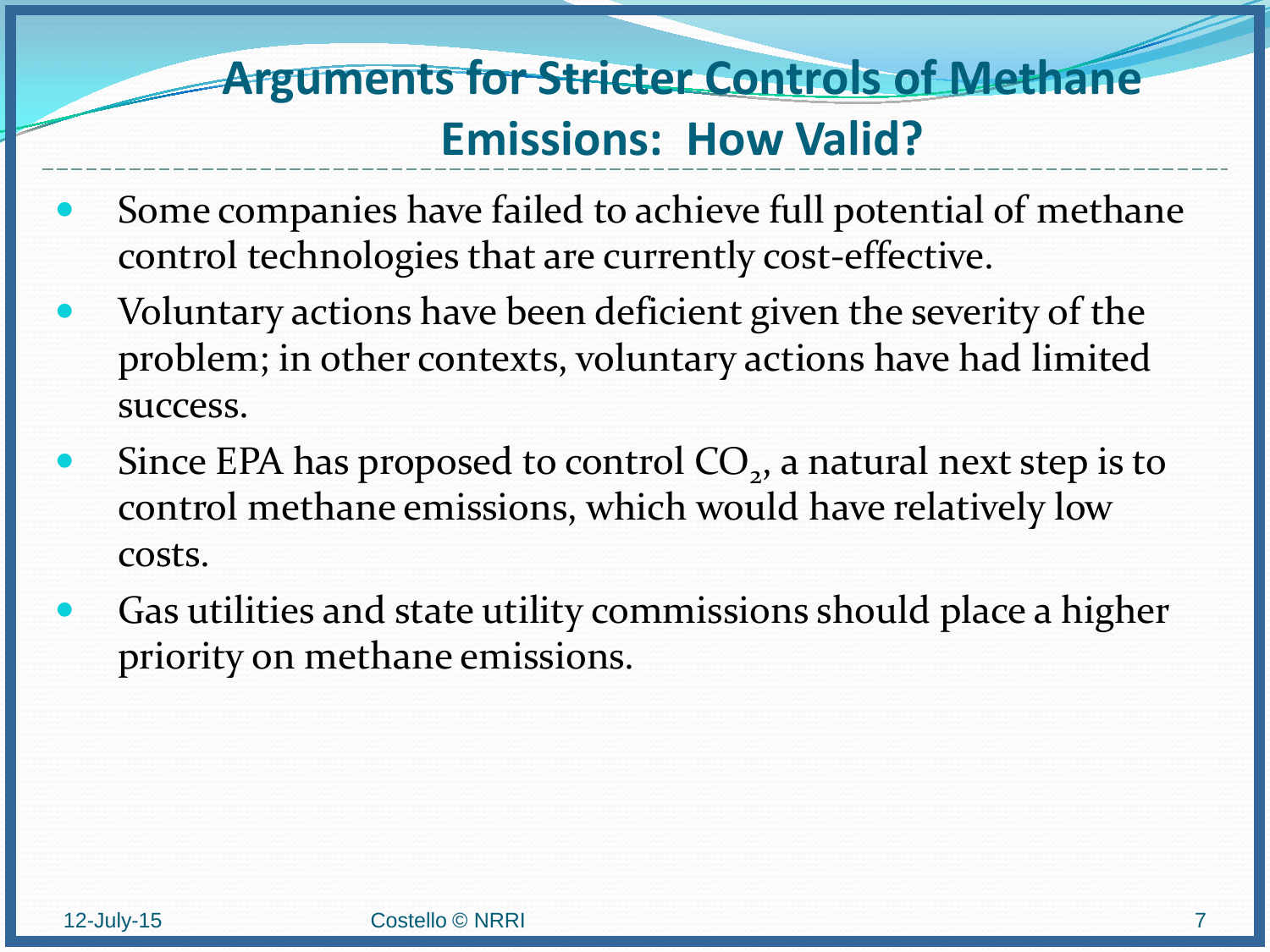# Arguments for Stricter Controls of Methane Emissions: How Valid?

- Some companies have failed to achieve full potential of methane control technologies that are currently cost-effective.
- Voluntary actions have been deficient given the severity of the problem; in other contexts, voluntary actions have had limited success.
- Since EPA has proposed to control $CO_2$, a natural next step is to control methane emissions, which would have relatively low costs.
- Gas utilities and state utility commissions should place a higher priority on methane emissions.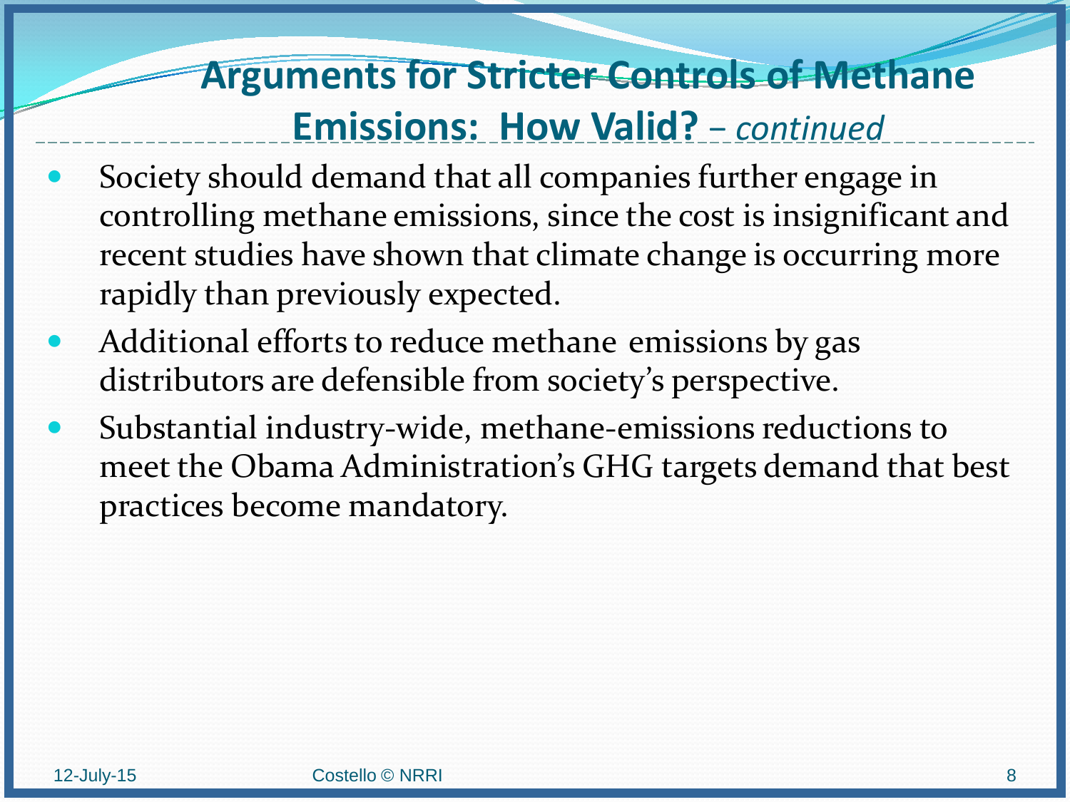# Arguments for Stricter Controls of Methane Emissions: How Valid? – *continued*

- Society should demand that all companies further engage in controlling methane emissions, since the cost is insignificant and recent studies have shown that climate change is occurring more rapidly than previously expected.
- Additional efforts to reduce methane emissions by gas distributors are defensible from society's perspective.
- Substantial industry-wide, methane-emissions reductions to meet the Obama Administration's GHG targets demand that best practices become mandatory.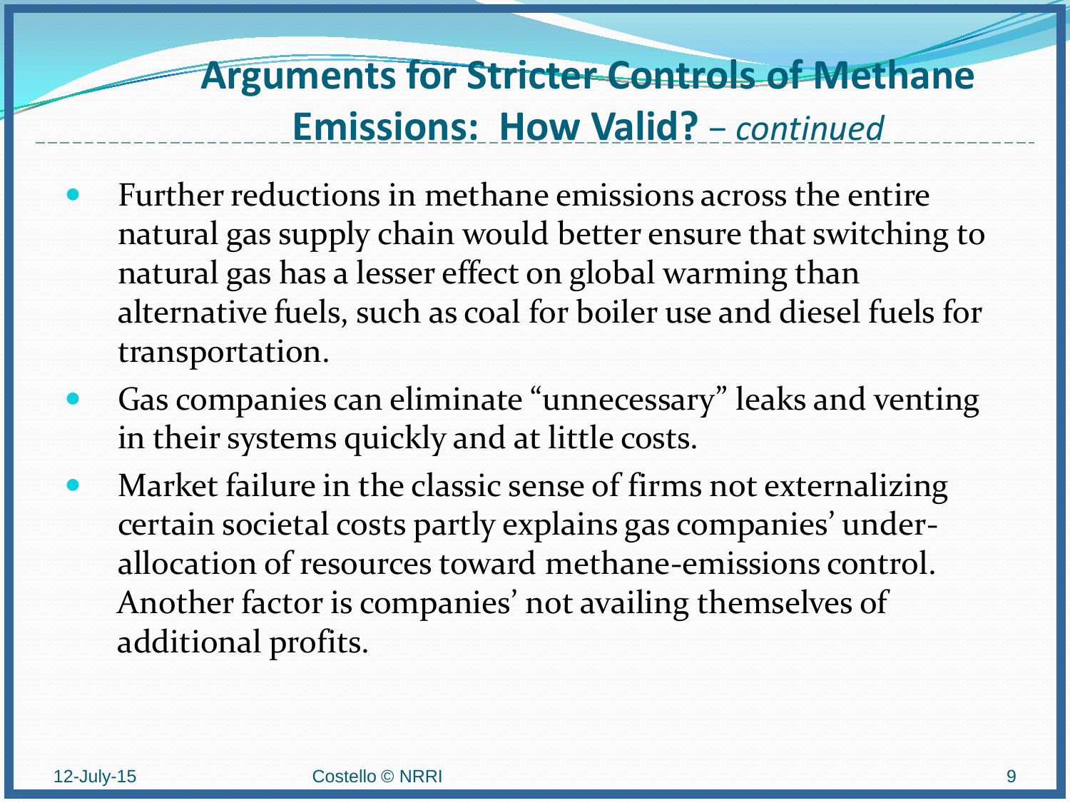## Arguments for Stricter Controls of Methane Emissions: How Valid? – *continued*

- Further reductions in methane emissions across the entire natural gas supply chain would better ensure that switching to natural gas has a lesser effect on global warming than alternative fuels, such as coal for boiler use and diesel fuels for transportation.
- Gas companies can eliminate "unnecessary" leaks and venting in their systems quickly and at little costs.
- Market failure in the classic sense of firms not externalizing certain societal costs partly explains gas companies' under-allocation of resources toward methane-emissions control. Another factor is companies' not availing themselves of additional profits.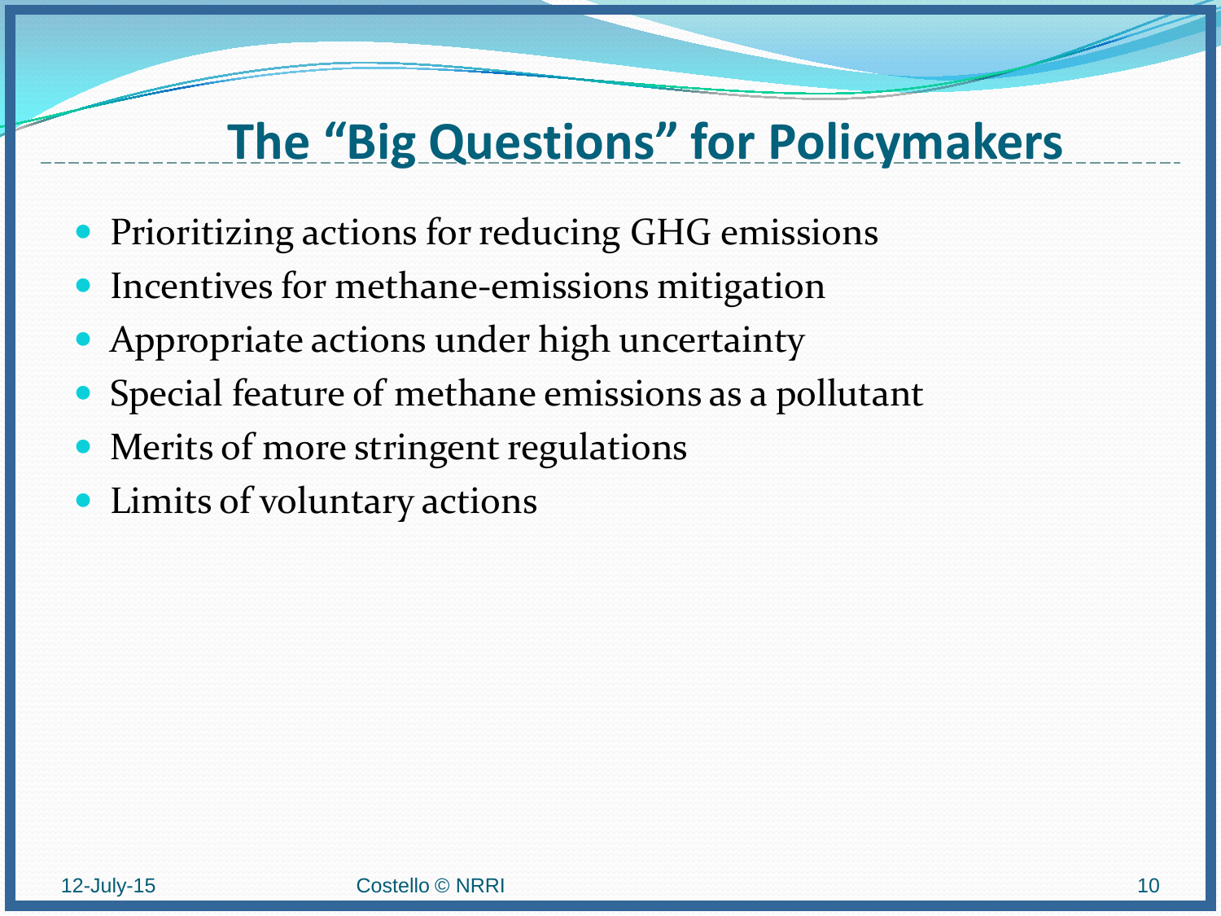# The "Big Questions" for Policymakers

- Prioritizing actions for reducing GHG emissions
- Incentives for methane-emissions mitigation
- Appropriate actions under high uncertainty
- Special feature of methane emissions as a pollutant
- Merits of more stringent regulations
- Limits of voluntary actions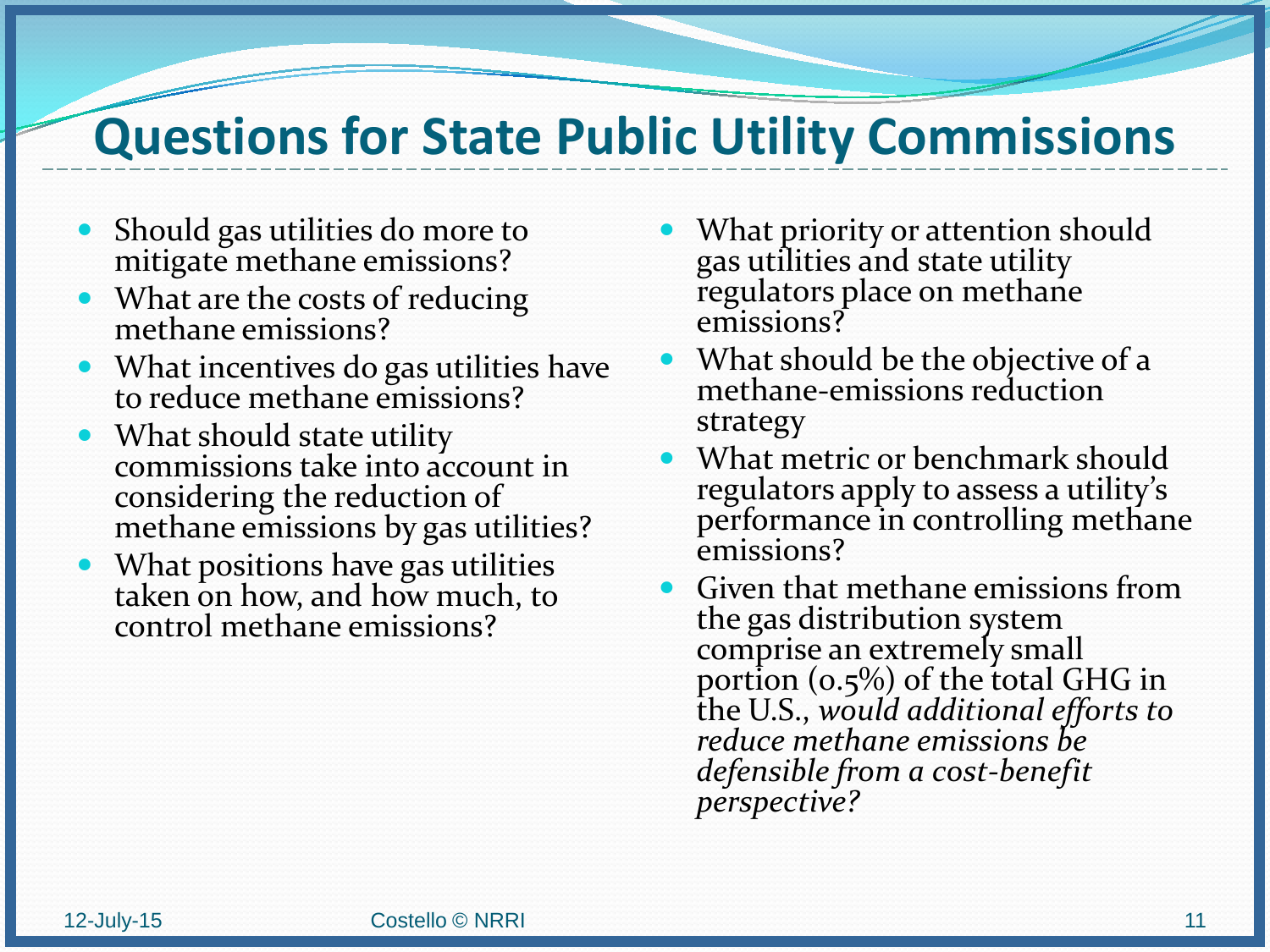# Questions for State Public Utility Commissions

- Should gas utilities do more to mitigate methane emissions?
- What are the costs of reducing methane emissions?
- What incentives do gas utilities have to reduce methane emissions?
- What should state utility commissions take into account in considering the reduction of methane emissions by gas utilities?
- What positions have gas utilities taken on how, and how much, to control methane emissions?
- What priority or attention should gas utilities and state utility regulators place on methane emissions?
- What should be the objective of a methane-emissions reduction strategy
- What metric or benchmark should regulators apply to assess a utility's performance in controlling methane emissions?
- Given that methane emissions from the gas distribution system comprise an extremely small portion (0.5%) of the total GHG in the U.S., *would additional efforts to reduce methane emissions be defensible from a cost-benefit perspective?*